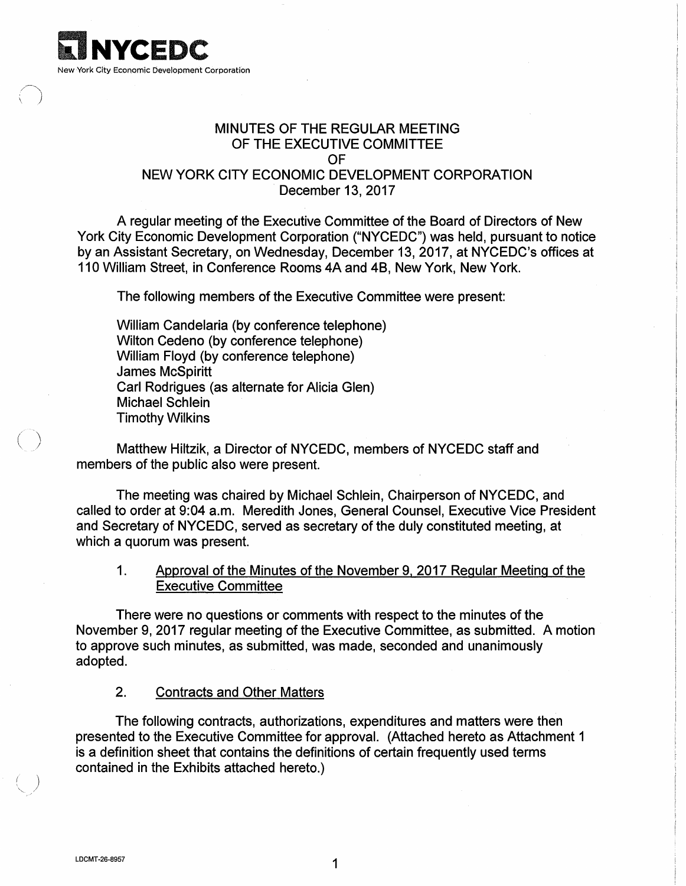**NYCEDC**
New York City Economic Development Corporation

# MINUTES OF THE REGULAR MEETING OF THE EXECUTIVE COMMITTEE OF NEW YORK CITY ECONOMIC DEVELOPMENT CORPORATION

December 13, 2017

A regular meeting of the Executive Committee of the Board of Directors of New York City Economic Development Corporation ("NYCEDC") was held, pursuant to notice by an Assistant Secretary, on Wednesday, December 13, 2017, at NYCEDC's offices at 110 William Street, in Conference Rooms 4A and 4B, New York, New York.

The following members of the Executive Committee were present:

William Candelaria (by conference telephone)
Wilton Cedeno (by conference telephone)
William Floyd (by conference telephone)
James McSpiritt
Carl Rodrigues (as alternate for Alicia Glen)
Michael Schlein
Timothy Wilkins

Matthew Hiltzik, a Director of NYCEDC, members of NYCEDC staff and members of the public also were present.

The meeting was chaired by Michael Schlein, Chairperson of NYCEDC, and called to order at 9:04 a.m. Meredith Jones, General Counsel, Executive Vice President and Secretary of NYCEDC, served as secretary of the duly constituted meeting, at which a quorum was present.

1. Approval of the Minutes of the November 9, 2017 Regular Meeting of the Executive Committee

There were no questions or comments with respect to the minutes of the November 9, 2017 regular meeting of the Executive Committee, as submitted. A motion to approve such minutes, as submitted, was made, seconded and unanimously adopted.

2. Contracts and Other Matters

The following contracts, authorizations, expenditures and matters were then presented to the Executive Committee for approval. (Attached hereto as Attachment 1 is a definition sheet that contains the definitions of certain frequently used terms contained in the Exhibits attached hereto.)

LDCMT-26-8957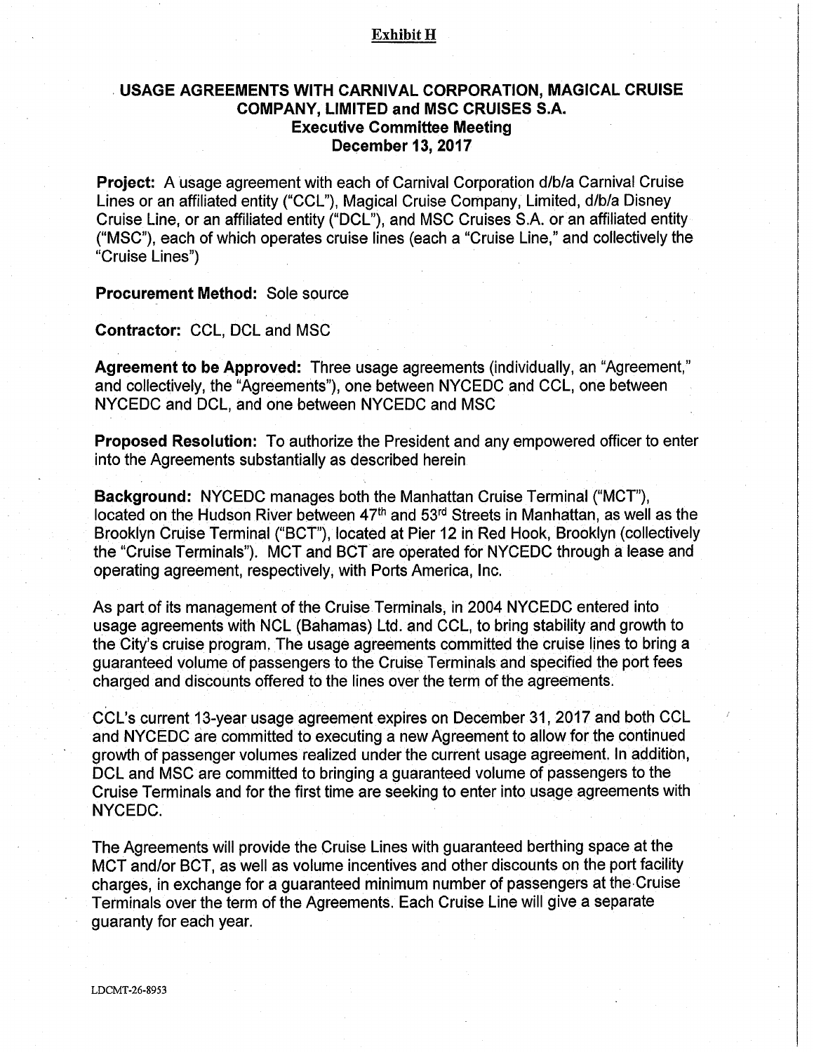## Exhibit H

# USAGE AGREEMENTS WITH CARNIVAL CORPORATION, MAGICAL CRUISE COMPANY, LIMITED and MSC CRUISES S.A.
### Executive Committee Meeting
### December 13, 2017

**Project:** A usage agreement with each of Carnival Corporation d/b/a Carnival Cruise Lines or an affiliated entity ("CCL"), Magical Cruise Company, Limited, d/b/a Disney Cruise Line, or an affiliated entity ("DCL"), and MSC Cruises S.A. or an affiliated entity ("MSC"), each of which operates cruise lines (each a "Cruise Line," and collectively the "Cruise Lines")

**Procurement Method:** Sole source

**Contractor:** CCL, DCL and MSC

**Agreement to be Approved:** Three usage agreements (individually, an "Agreement," and collectively, the "Agreements"), one between NYCEDC and CCL, one between NYCEDC and DCL, and one between NYCEDC and MSC

**Proposed Resolution:** To authorize the President and any empowered officer to enter into the Agreements substantially as described herein

**Background:** NYCEDC manages both the Manhattan Cruise Terminal ("MCT"), located on the Hudson River between 47th and 53rd Streets in Manhattan, as well as the Brooklyn Cruise Terminal ("BCT"), located at Pier 12 in Red Hook, Brooklyn (collectively the "Cruise Terminals"). MCT and BCT are operated for NYCEDC through a lease and operating agreement, respectively, with Ports America, Inc.

As part of its management of the Cruise Terminals, in 2004 NYCEDC entered into usage agreements with NCL (Bahamas) Ltd. and CCL, to bring stability and growth to the City's cruise program. The usage agreements committed the cruise lines to bring a guaranteed volume of passengers to the Cruise Terminals and specified the port fees charged and discounts offered to the lines over the term of the agreements.

CCL's current 13-year usage agreement expires on December 31, 2017 and both CCL and NYCEDC are committed to executing a new Agreement to allow for the continued growth of passenger volumes realized under the current usage agreement. In addition, DCL and MSC are committed to bringing a guaranteed volume of passengers to the Cruise Terminals and for the first time are seeking to enter into usage agreements with NYCEDC.

The Agreements will provide the Cruise Lines with guaranteed berthing space at the MCT and/or BCT, as well as volume incentives and other discounts on the port facility charges, in exchange for a guaranteed minimum number of passengers at the Cruise Terminals over the term of the Agreements. Each Cruise Line will give a separate guaranty for each year.

LDCMT-26-8953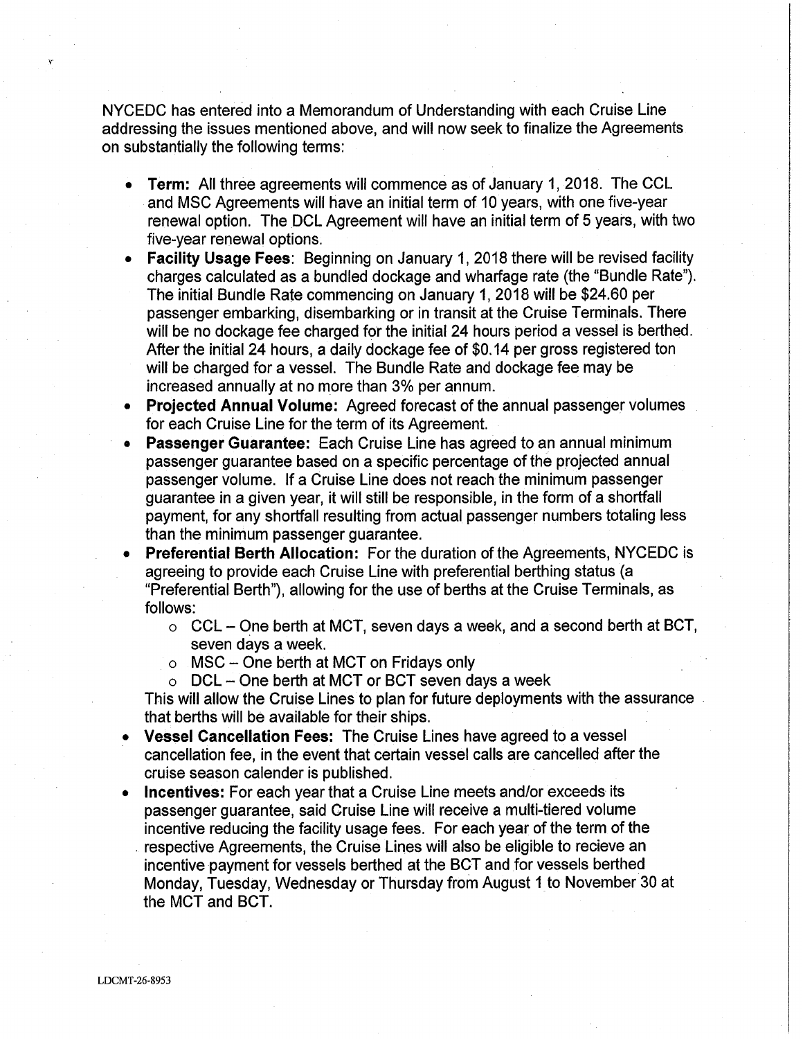NYCEDC has entered into a Memorandum of Understanding with each Cruise Line addressing the issues mentioned above, and will now seek to finalize the Agreements on substantially the following terms:

- **Term:** All three agreements will commence as of January 1, 2018. The CCL and MSC Agreements will have an initial term of 10 years, with one five-year renewal option. The DCL Agreement will have an initial term of 5 years, with two five-year renewal options.
- **Facility Usage Fees**: Beginning on January 1, 2018 there will be revised facility charges calculated as a bundled dockage and wharfage rate (the "Bundle Rate"). The initial Bundle Rate commencing on January 1, 2018 will be $24.60 per passenger embarking, disembarking or in transit at the Cruise Terminals. There will be no dockage fee charged for the initial 24 hours period a vessel is berthed. After the initial 24 hours, a daily dockage fee of $0.14 per gross registered ton will be charged for a vessel. The Bundle Rate and dockage fee may be increased annually at no more than 3% per annum.
- **Projected Annual Volume:** Agreed forecast of the annual passenger volumes for each Cruise Line for the term of its Agreement.
- **Passenger Guarantee:** Each Cruise Line has agreed to an annual minimum passenger guarantee based on a specific percentage of the projected annual passenger volume. If a Cruise Line does not reach the minimum passenger guarantee in a given year, it will still be responsible, in the form of a shortfall payment, for any shortfall resulting from actual passenger numbers totaling less than the minimum passenger guarantee.
- **Preferential Berth Allocation:** For the duration of the Agreements, NYCEDC is agreeing to provide each Cruise Line with preferential berthing status (a "Preferential Berth"), allowing for the use of berths at the Cruise Terminals, as follows:
  - CCL – One berth at MCT, seven days a week, and a second berth at BCT, seven days a week.
  - MSC – One berth at MCT on Fridays only
  - DCL – One berth at MCT or BCT seven days a week

  This will allow the Cruise Lines to plan for future deployments with the assurance that berths will be available for their ships.
- **Vessel Cancellation Fees:** The Cruise Lines have agreed to a vessel cancellation fee, in the event that certain vessel calls are cancelled after the cruise season calender is published.
- **Incentives:** For each year that a Cruise Line meets and/or exceeds its passenger guarantee, said Cruise Line will receive a multi-tiered volume incentive reducing the facility usage fees. For each year of the term of the respective Agreements, the Cruise Lines will also be eligible to recieve an incentive payment for vessels berthed at the BCT and for vessels berthed Monday, Tuesday, Wednesday or Thursday from August 1 to November 30 at the MCT and BCT.

LDCMT-26-8953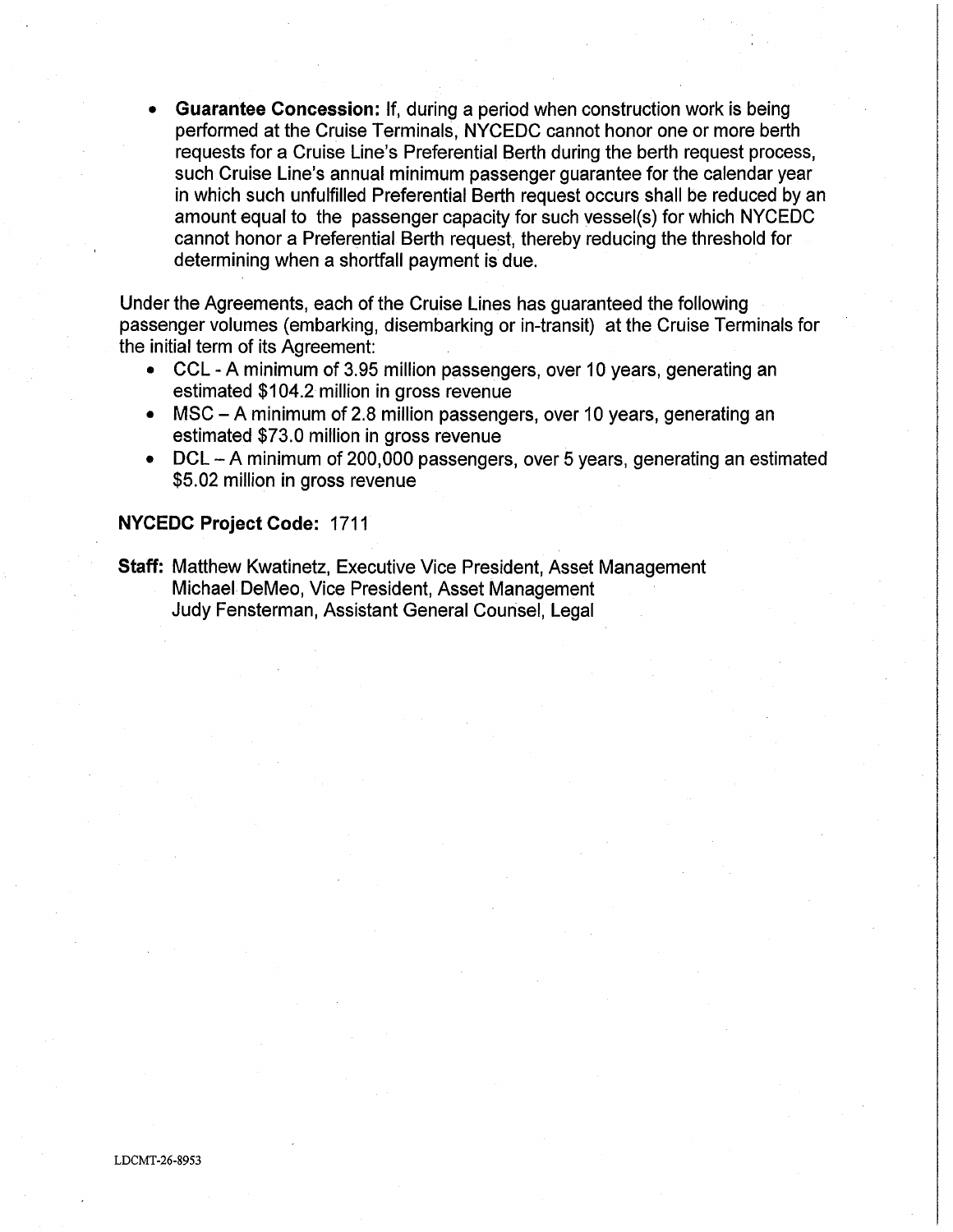- **Guarantee Concession:** If, during a period when construction work is being performed at the Cruise Terminals, NYCEDC cannot honor one or more berth requests for a Cruise Line's Preferential Berth during the berth request process, such Cruise Line's annual minimum passenger guarantee for the calendar year in which such unfulfilled Preferential Berth request occurs shall be reduced by an amount equal to the passenger capacity for such vessel(s) for which NYCEDC cannot honor a Preferential Berth request, thereby reducing the threshold for determining when a shortfall payment is due.

Under the Agreements, each of the Cruise Lines has guaranteed the following passenger volumes (embarking, disembarking or in-transit) at the Cruise Terminals for the initial term of its Agreement:

- CCL - A minimum of 3.95 million passengers, over 10 years, generating an estimated $104.2 million in gross revenue
- MSC – A minimum of 2.8 million passengers, over 10 years, generating an estimated $73.0 million in gross revenue
- DCL – A minimum of 200,000 passengers, over 5 years, generating an estimated $5.02 million in gross revenue

**NYCEDC Project Code:** 1711

**Staff:** Matthew Kwatinetz, Executive Vice President, Asset Management
Michael DeMeo, Vice President, Asset Management
Judy Fensterman, Assistant General Counsel, Legal

LDCMT-26-8953